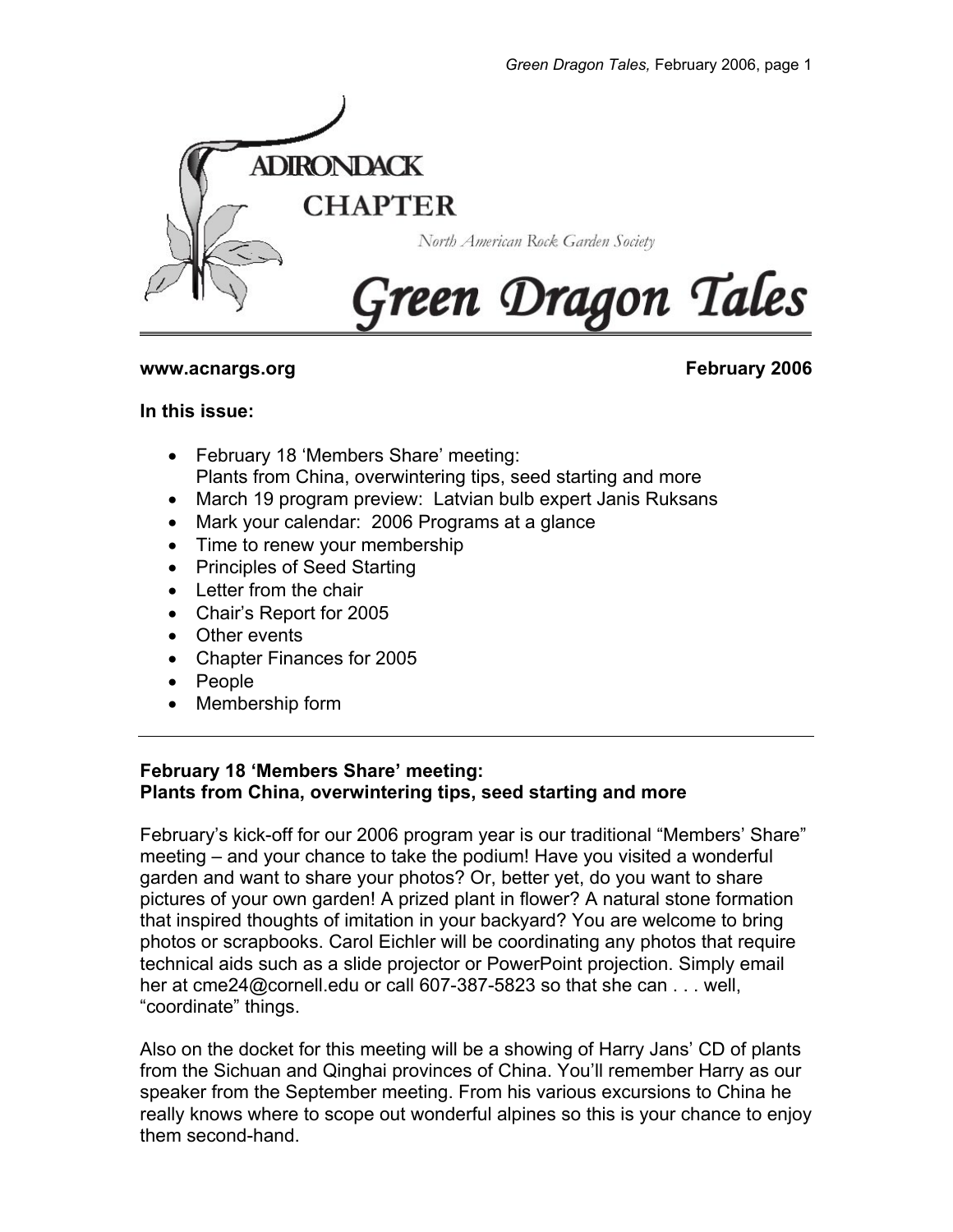# ADIRONDACK CHAPTER

North American Rock Garden Society

# Green Dragon Tales

**www.acnargs.org** **February 2006**

**In this issue:**

- February 18 'Members Share' meeting: Plants from China, overwintering tips, seed starting and more
- March 19 program preview: Latvian bulb expert Janis Ruksans
- Mark your calendar: 2006 Programs at a glance
- Time to renew your membership
- Principles of Seed Starting
- Letter from the chair
- Chair's Report for 2005
- Other events
- Chapter Finances for 2005
- People
- Membership form

---

## February 18 'Members Share' meeting: Plants from China, overwintering tips, seed starting and more

February's kick-off for our 2006 program year is our traditional "Members' Share" meeting – and your chance to take the podium! Have you visited a wonderful garden and want to share your photos? Or, better yet, do you want to share pictures of your own garden! A prized plant in flower? A natural stone formation that inspired thoughts of imitation in your backyard? You are welcome to bring photos or scrapbooks. Carol Eichler will be coordinating any photos that require technical aids such as a slide projector or PowerPoint projection. Simply email her at cme24@cornell.edu or call 607-387-5823 so that she can . . . well, "coordinate" things.

Also on the docket for this meeting will be a showing of Harry Jans' CD of plants from the Sichuan and Qinghai provinces of China. You'll remember Harry as our speaker from the September meeting. From his various excursions to China he really knows where to scope out wonderful alpines so this is your chance to enjoy them second-hand.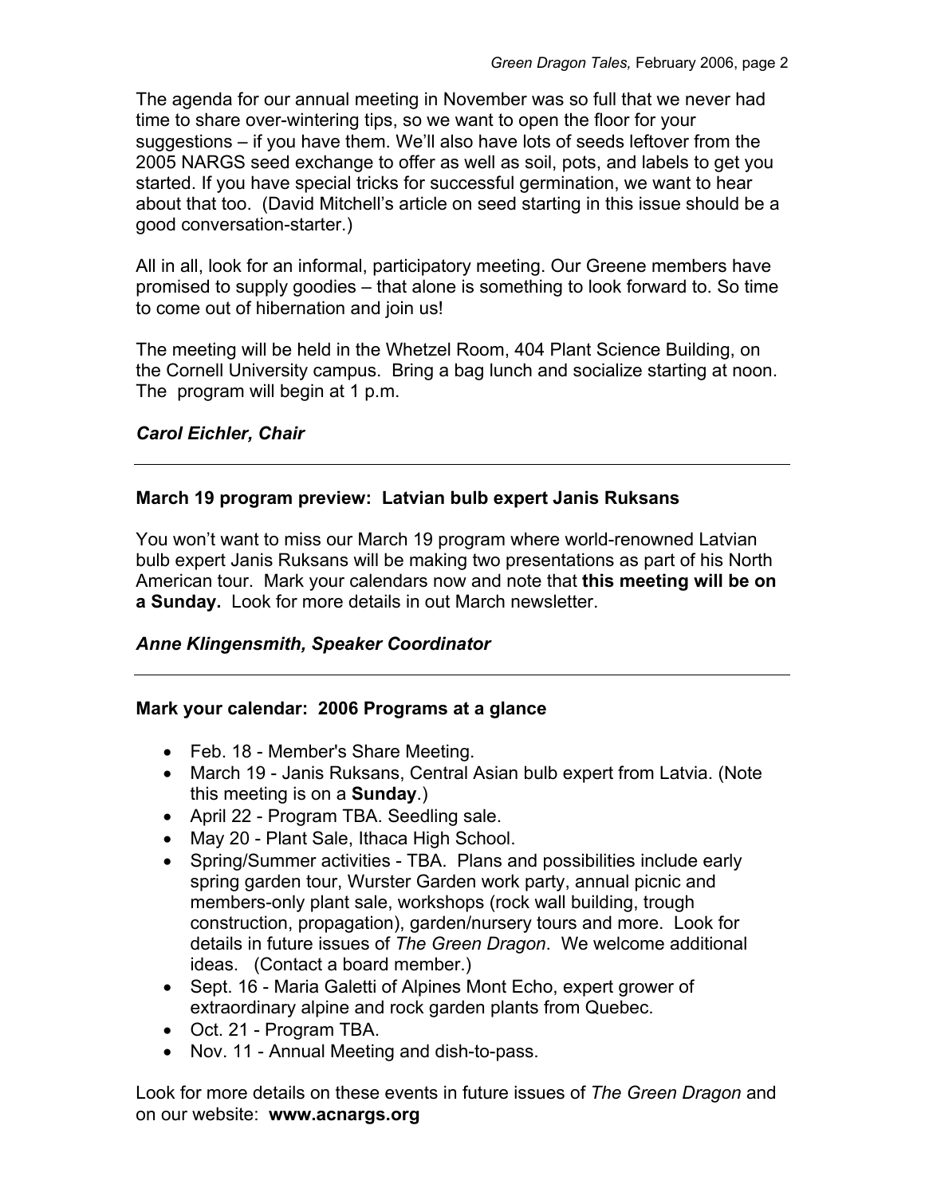The agenda for our annual meeting in November was so full that we never had time to share over-wintering tips, so we want to open the floor for your suggestions – if you have them. We'll also have lots of seeds leftover from the 2005 NARGS seed exchange to offer as well as soil, pots, and labels to get you started. If you have special tricks for successful germination, we want to hear about that too. (David Mitchell's article on seed starting in this issue should be a good conversation-starter.)

All in all, look for an informal, participatory meeting. Our Greene members have promised to supply goodies – that alone is something to look forward to. So time to come out of hibernation and join us!

The meeting will be held in the Whetzel Room, 404 Plant Science Building, on the Cornell University campus. Bring a bag lunch and socialize starting at noon. The program will begin at 1 p.m.

***Carol Eichler, Chair***

---

**March 19 program preview: Latvian bulb expert Janis Ruksans**

You won't want to miss our March 19 program where world-renowned Latvian bulb expert Janis Ruksans will be making two presentations as part of his North American tour. Mark your calendars now and note that **this meeting will be on a Sunday.** Look for more details in out March newsletter.

***Anne Klingensmith, Speaker Coordinator***

---

**Mark your calendar: 2006 Programs at a glance**

- Feb. 18 - Member's Share Meeting.
- March 19 - Janis Ruksans, Central Asian bulb expert from Latvia. (Note this meeting is on a **Sunday**.)
- April 22 - Program TBA. Seedling sale.
- May 20 - Plant Sale, Ithaca High School.
- Spring/Summer activities - TBA. Plans and possibilities include early spring garden tour, Wurster Garden work party, annual picnic and members-only plant sale, workshops (rock wall building, trough construction, propagation), garden/nursery tours and more. Look for details in future issues of *The Green Dragon*. We welcome additional ideas. (Contact a board member.)
- Sept. 16 - Maria Galetti of Alpines Mont Echo, expert grower of extraordinary alpine and rock garden plants from Quebec.
- Oct. 21 - Program TBA.
- Nov. 11 - Annual Meeting and dish-to-pass.

Look for more details on these events in future issues of *The Green Dragon* and on our website: **www.acnargs.org**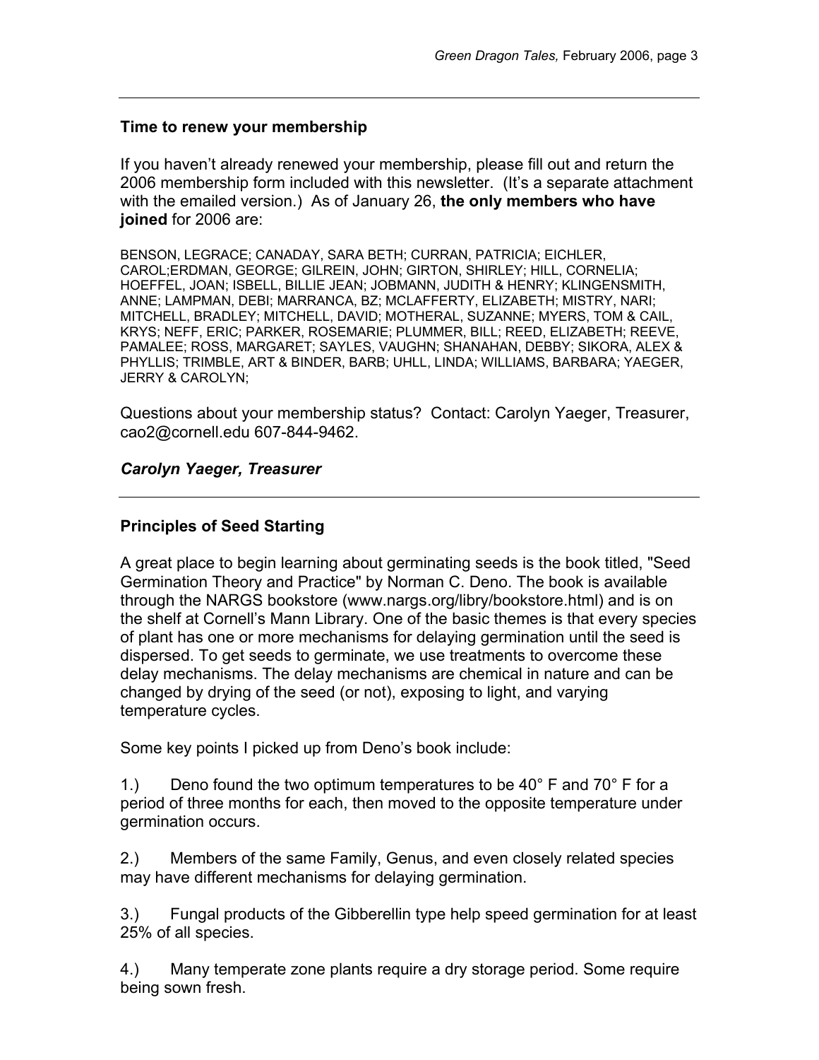## Time to renew your membership

If you haven't already renewed your membership, please fill out and return the 2006 membership form included with this newsletter. (It's a separate attachment with the emailed version.) As of January 26, **the only members who have joined** for 2006 are:

BENSON, LEGRACE; CANADAY, SARA BETH; CURRAN, PATRICIA; EICHLER, CAROL;ERDMAN, GEORGE; GILREIN, JOHN; GIRTON, SHIRLEY; HILL, CORNELIA; HOEFFEL, JOAN; ISBELL, BILLIE JEAN; JOBMANN, JUDITH & HENRY; KLINGENSMITH, ANNE; LAMPMAN, DEBI; MARRANCA, BZ; MCLAFFERTY, ELIZABETH; MISTRY, NARI; MITCHELL, BRADLEY; MITCHELL, DAVID; MOTHERAL, SUZANNE; MYERS, TOM & CAIL, KRYS; NEFF, ERIC; PARKER, ROSEMARIE; PLUMMER, BILL; REED, ELIZABETH; REEVE, PAMALEE; ROSS, MARGARET; SAYLES, VAUGHN; SHANAHAN, DEBBY; SIKORA, ALEX & PHYLLIS; TRIMBLE, ART & BINDER, BARB; UHLL, LINDA; WILLIAMS, BARBARA; YAEGER, JERRY & CAROLYN;

Questions about your membership status? Contact: Carolyn Yaeger, Treasurer, cao2@cornell.edu 607-844-9462.

***Carolyn Yaeger, Treasurer***

---

## Principles of Seed Starting

A great place to begin learning about germinating seeds is the book titled, "Seed Germination Theory and Practice" by Norman C. Deno. The book is available through the NARGS bookstore (www.nargs.org/libry/bookstore.html) and is on the shelf at Cornell's Mann Library. One of the basic themes is that every species of plant has one or more mechanisms for delaying germination until the seed is dispersed. To get seeds to germinate, we use treatments to overcome these delay mechanisms. The delay mechanisms are chemical in nature and can be changed by drying of the seed (or not), exposing to light, and varying temperature cycles.

Some key points I picked up from Deno's book include:

1.) Deno found the two optimum temperatures to be 40° F and 70° F for a period of three months for each, then moved to the opposite temperature under germination occurs.

2.) Members of the same Family, Genus, and even closely related species may have different mechanisms for delaying germination.

3.) Fungal products of the Gibberellin type help speed germination for at least 25% of all species.

4.) Many temperate zone plants require a dry storage period. Some require being sown fresh.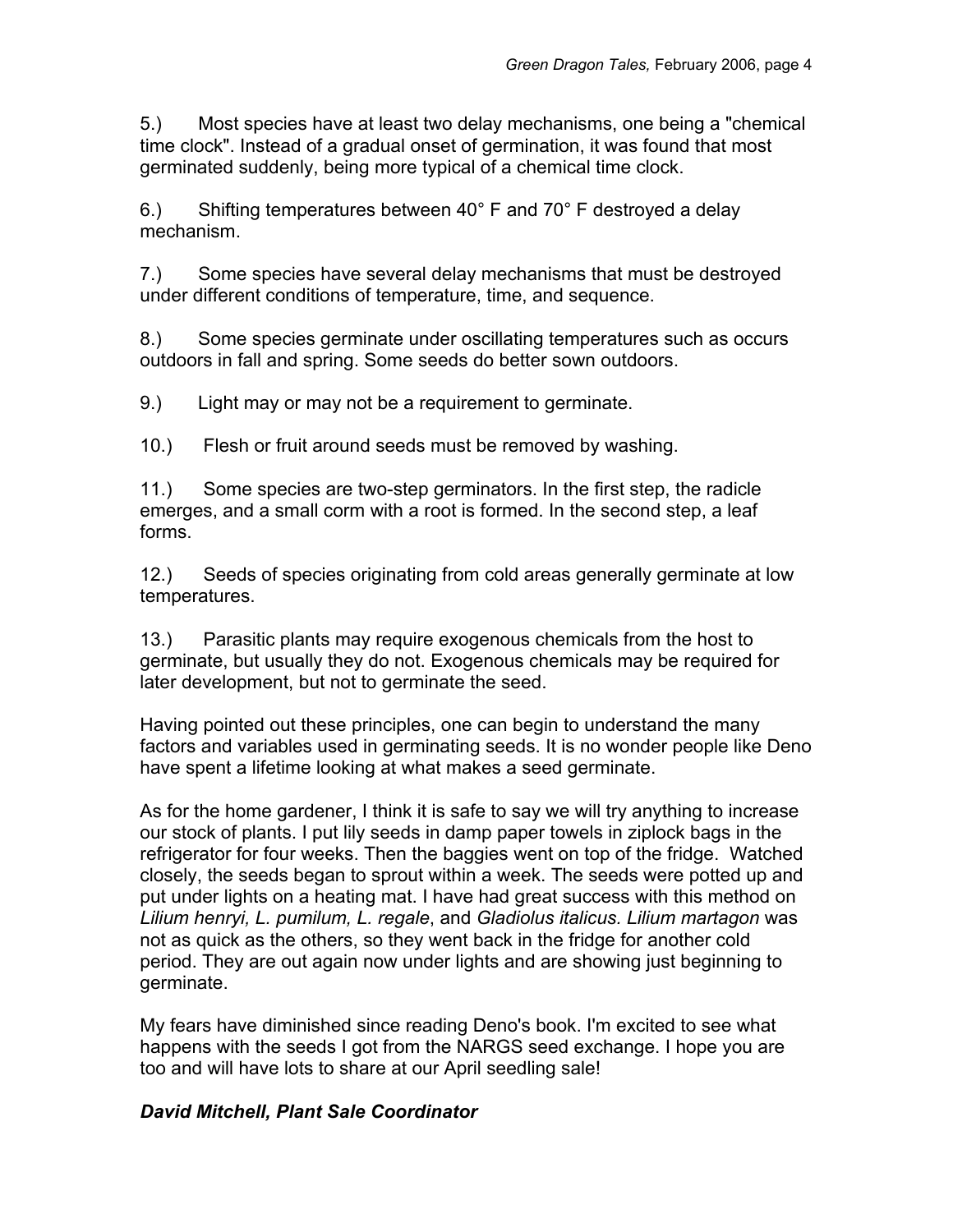5.) Most species have at least two delay mechanisms, one being a "chemical time clock". Instead of a gradual onset of germination, it was found that most germinated suddenly, being more typical of a chemical time clock.

6.) Shifting temperatures between 40° F and 70° F destroyed a delay mechanism.

7.) Some species have several delay mechanisms that must be destroyed under different conditions of temperature, time, and sequence.

8.) Some species germinate under oscillating temperatures such as occurs outdoors in fall and spring. Some seeds do better sown outdoors.

9.) Light may or may not be a requirement to germinate.

10.) Flesh or fruit around seeds must be removed by washing.

11.) Some species are two-step germinators. In the first step, the radicle emerges, and a small corm with a root is formed. In the second step, a leaf forms.

12.) Seeds of species originating from cold areas generally germinate at low temperatures.

13.) Parasitic plants may require exogenous chemicals from the host to germinate, but usually they do not. Exogenous chemicals may be required for later development, but not to germinate the seed.

Having pointed out these principles, one can begin to understand the many factors and variables used in germinating seeds. It is no wonder people like Deno have spent a lifetime looking at what makes a seed germinate.

As for the home gardener, I think it is safe to say we will try anything to increase our stock of plants. I put lily seeds in damp paper towels in ziplock bags in the refrigerator for four weeks. Then the baggies went on top of the fridge. Watched closely, the seeds began to sprout within a week. The seeds were potted up and put under lights on a heating mat. I have had great success with this method on *Lilium henryi, L. pumilum, L. regale*, and *Gladiolus italicus*. *Lilium martagon* was not as quick as the others, so they went back in the fridge for another cold period. They are out again now under lights and are showing just beginning to germinate.

My fears have diminished since reading Deno's book. I'm excited to see what happens with the seeds I got from the NARGS seed exchange. I hope you are too and will have lots to share at our April seedling sale!

***David Mitchell, Plant Sale Coordinator***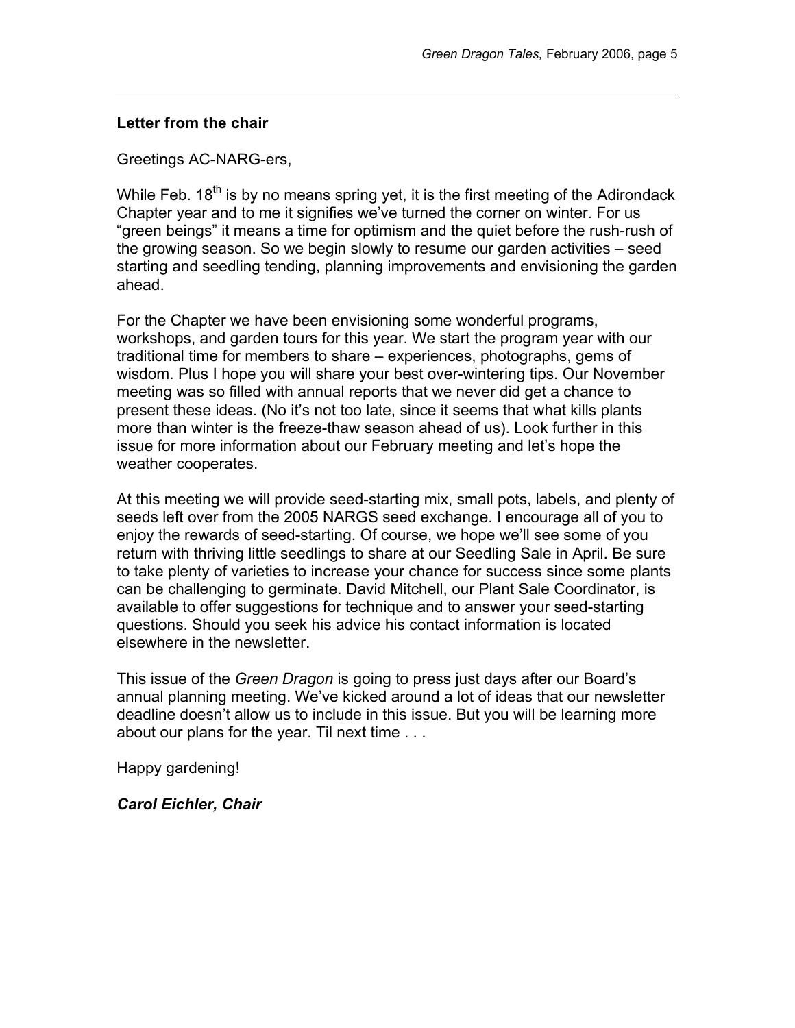## Letter from the chair

Greetings AC-NARG-ers,

While Feb. 18th is by no means spring yet, it is the first meeting of the Adirondack Chapter year and to me it signifies we've turned the corner on winter. For us "green beings" it means a time for optimism and the quiet before the rush-rush of the growing season. So we begin slowly to resume our garden activities – seed starting and seedling tending, planning improvements and envisioning the garden ahead.

For the Chapter we have been envisioning some wonderful programs, workshops, and garden tours for this year. We start the program year with our traditional time for members to share – experiences, photographs, gems of wisdom. Plus I hope you will share your best over-wintering tips. Our November meeting was so filled with annual reports that we never did get a chance to present these ideas. (No it's not too late, since it seems that what kills plants more than winter is the freeze-thaw season ahead of us). Look further in this issue for more information about our February meeting and let's hope the weather cooperates.

At this meeting we will provide seed-starting mix, small pots, labels, and plenty of seeds left over from the 2005 NARGS seed exchange. I encourage all of you to enjoy the rewards of seed-starting. Of course, we hope we'll see some of you return with thriving little seedlings to share at our Seedling Sale in April. Be sure to take plenty of varieties to increase your chance for success since some plants can be challenging to germinate. David Mitchell, our Plant Sale Coordinator, is available to offer suggestions for technique and to answer your seed-starting questions. Should you seek his advice his contact information is located elsewhere in the newsletter.

This issue of the *Green Dragon* is going to press just days after our Board's annual planning meeting. We've kicked around a lot of ideas that our newsletter deadline doesn't allow us to include in this issue. But you will be learning more about our plans for the year. Til next time . . .

Happy gardening!

***Carol Eichler, Chair***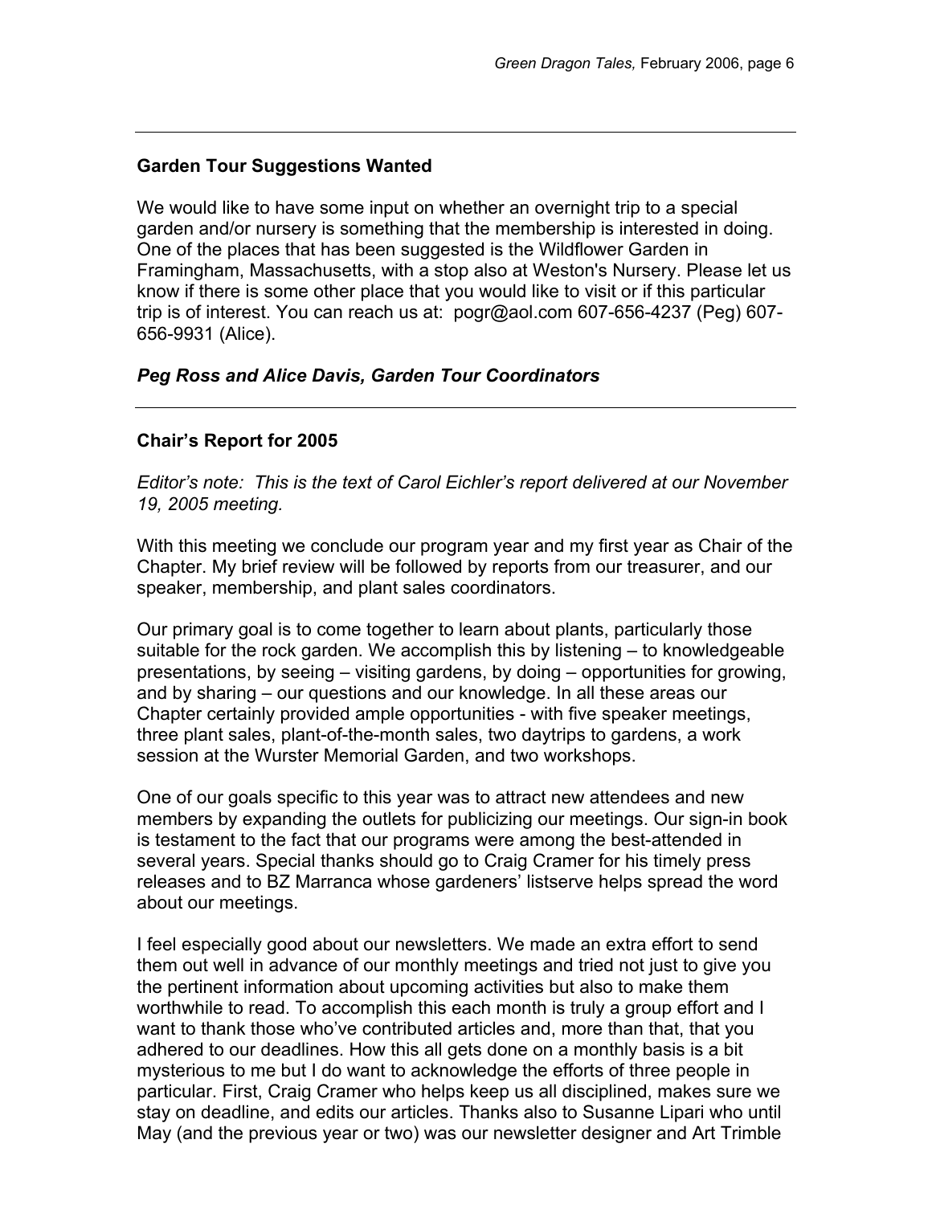---

### Garden Tour Suggestions Wanted

We would like to have some input on whether an overnight trip to a special garden and/or nursery is something that the membership is interested in doing. One of the places that has been suggested is the Wildflower Garden in Framingham, Massachusetts, with a stop also at Weston's Nursery. Please let us know if there is some other place that you would like to visit or if this particular trip is of interest. You can reach us at: pogr@aol.com 607-656-4237 (Peg) 607-656-9931 (Alice).

***Peg Ross and Alice Davis, Garden Tour Coordinators***

---

### Chair's Report for 2005

*Editor's note: This is the text of Carol Eichler's report delivered at our November 19, 2005 meeting.*

With this meeting we conclude our program year and my first year as Chair of the Chapter. My brief review will be followed by reports from our treasurer, and our speaker, membership, and plant sales coordinators.

Our primary goal is to come together to learn about plants, particularly those suitable for the rock garden. We accomplish this by listening – to knowledgeable presentations, by seeing – visiting gardens, by doing – opportunities for growing, and by sharing – our questions and our knowledge. In all these areas our Chapter certainly provided ample opportunities - with five speaker meetings, three plant sales, plant-of-the-month sales, two daytrips to gardens, a work session at the Wurster Memorial Garden, and two workshops.

One of our goals specific to this year was to attract new attendees and new members by expanding the outlets for publicizing our meetings. Our sign-in book is testament to the fact that our programs were among the best-attended in several years. Special thanks should go to Craig Cramer for his timely press releases and to BZ Marranca whose gardeners' listserve helps spread the word about our meetings.

I feel especially good about our newsletters. We made an extra effort to send them out well in advance of our monthly meetings and tried not just to give you the pertinent information about upcoming activities but also to make them worthwhile to read. To accomplish this each month is truly a group effort and I want to thank those who've contributed articles and, more than that, that you adhered to our deadlines. How this all gets done on a monthly basis is a bit mysterious to me but I do want to acknowledge the efforts of three people in particular. First, Craig Cramer who helps keep us all disciplined, makes sure we stay on deadline, and edits our articles. Thanks also to Susanne Lipari who until May (and the previous year or two) was our newsletter designer and Art Trimble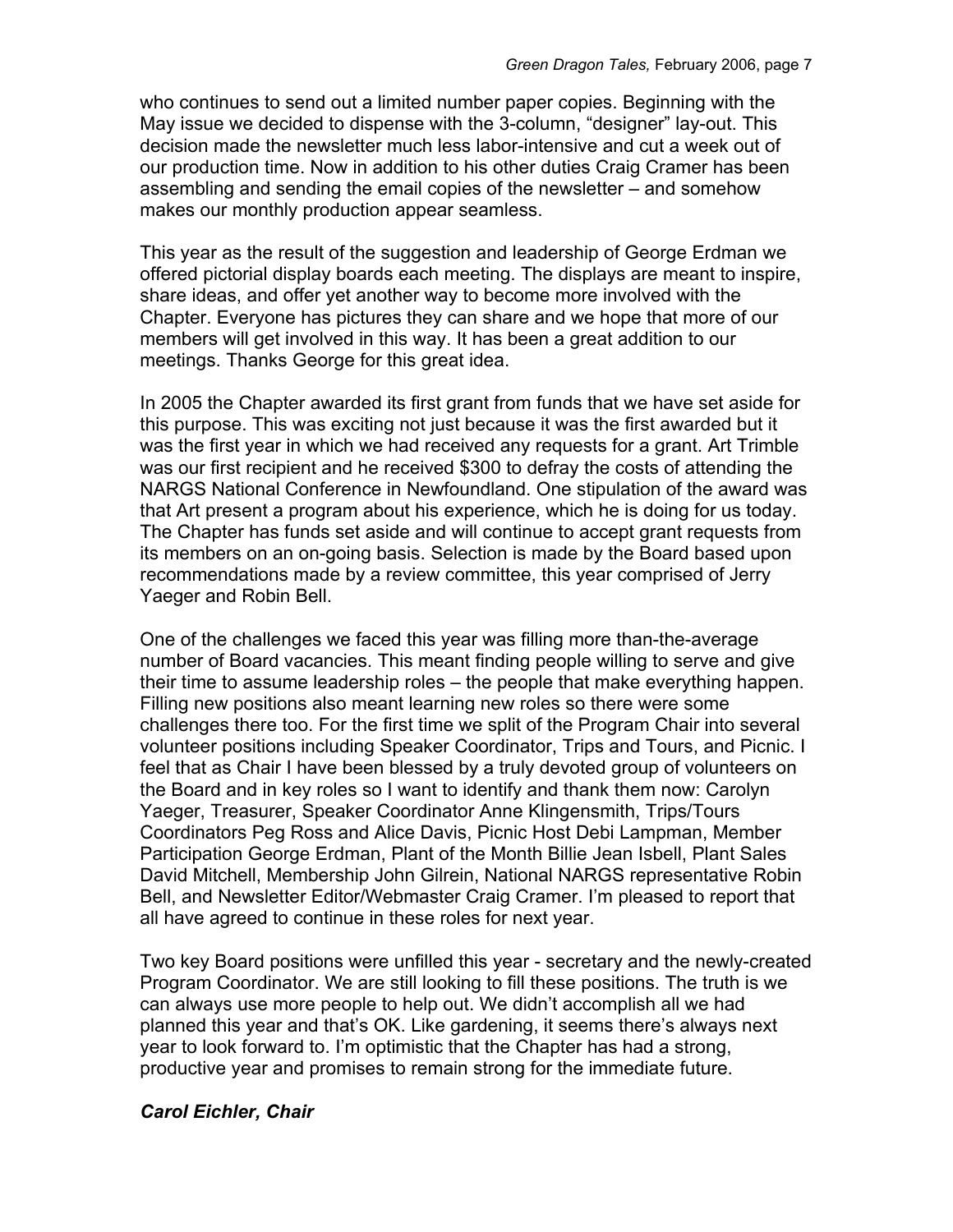who continues to send out a limited number paper copies. Beginning with the May issue we decided to dispense with the 3-column, “designer” lay-out. This decision made the newsletter much less labor-intensive and cut a week out of our production time. Now in addition to his other duties Craig Cramer has been assembling and sending the email copies of the newsletter – and somehow makes our monthly production appear seamless.

This year as the result of the suggestion and leadership of George Erdman we offered pictorial display boards each meeting. The displays are meant to inspire, share ideas, and offer yet another way to become more involved with the Chapter. Everyone has pictures they can share and we hope that more of our members will get involved in this way. It has been a great addition to our meetings. Thanks George for this great idea.

In 2005 the Chapter awarded its first grant from funds that we have set aside for this purpose. This was exciting not just because it was the first awarded but it was the first year in which we had received any requests for a grant. Art Trimble was our first recipient and he received $300 to defray the costs of attending the NARGS National Conference in Newfoundland. One stipulation of the award was that Art present a program about his experience, which he is doing for us today. The Chapter has funds set aside and will continue to accept grant requests from its members on an on-going basis. Selection is made by the Board based upon recommendations made by a review committee, this year comprised of Jerry Yaeger and Robin Bell.

One of the challenges we faced this year was filling more than-the-average number of Board vacancies. This meant finding people willing to serve and give their time to assume leadership roles – the people that make everything happen. Filling new positions also meant learning new roles so there were some challenges there too. For the first time we split of the Program Chair into several volunteer positions including Speaker Coordinator, Trips and Tours, and Picnic. I feel that as Chair I have been blessed by a truly devoted group of volunteers on the Board and in key roles so I want to identify and thank them now: Carolyn Yaeger, Treasurer, Speaker Coordinator Anne Klingensmith, Trips/Tours Coordinators Peg Ross and Alice Davis, Picnic Host Debi Lampman, Member Participation George Erdman, Plant of the Month Billie Jean Isbell, Plant Sales David Mitchell, Membership John Gilrein, National NARGS representative Robin Bell, and Newsletter Editor/Webmaster Craig Cramer. I’m pleased to report that all have agreed to continue in these roles for next year.

Two key Board positions were unfilled this year - secretary and the newly-created Program Coordinator. We are still looking to fill these positions. The truth is we can always use more people to help out. We didn’t accomplish all we had planned this year and that’s OK. Like gardening, it seems there’s always next year to look forward to. I’m optimistic that the Chapter has had a strong, productive year and promises to remain strong for the immediate future.

***Carol Eichler, Chair***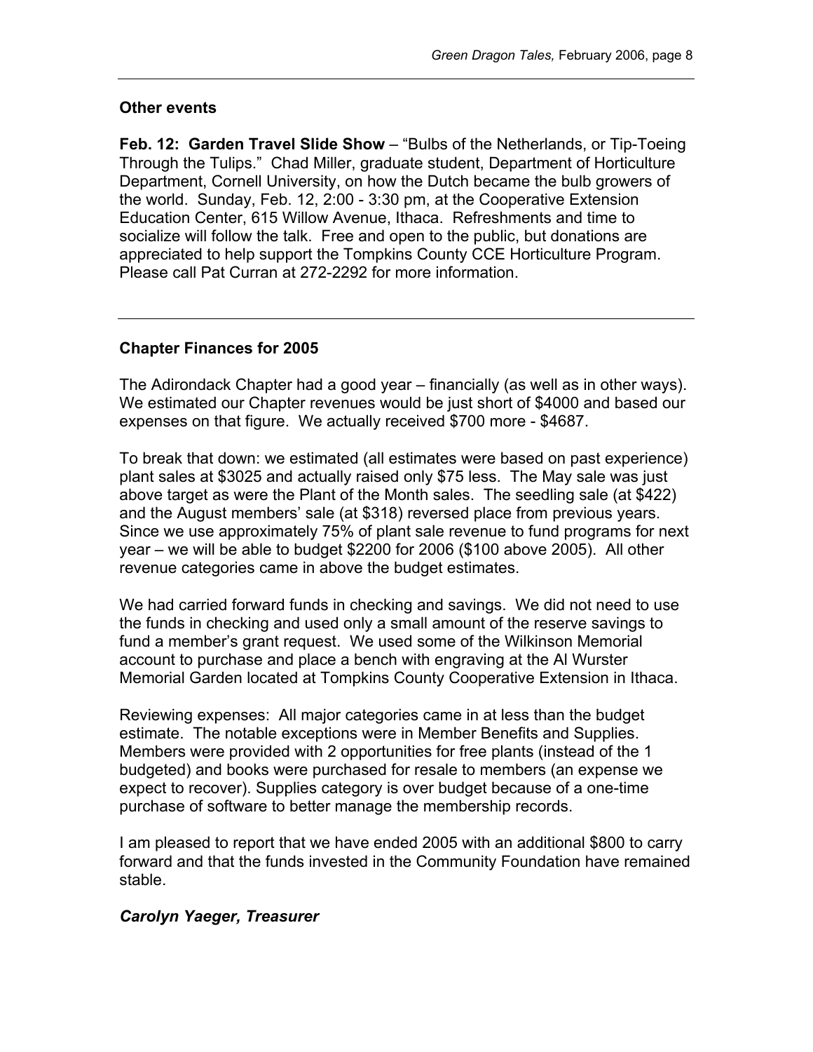### Other events

**Feb. 12: Garden Travel Slide Show** – "Bulbs of the Netherlands, or Tip-Toeing Through the Tulips." Chad Miller, graduate student, Department of Horticulture Department, Cornell University, on how the Dutch became the bulb growers of the world. Sunday, Feb. 12, 2:00 - 3:30 pm, at the Cooperative Extension Education Center, 615 Willow Avenue, Ithaca. Refreshments and time to socialize will follow the talk. Free and open to the public, but donations are appreciated to help support the Tompkins County CCE Horticulture Program. Please call Pat Curran at 272-2292 for more information.

---

### Chapter Finances for 2005

The Adirondack Chapter had a good year – financially (as well as in other ways). We estimated our Chapter revenues would be just short of $4000 and based our expenses on that figure. We actually received $700 more - $4687.

To break that down: we estimated (all estimates were based on past experience) plant sales at $3025 and actually raised only $75 less. The May sale was just above target as were the Plant of the Month sales. The seedling sale (at $422) and the August members' sale (at $318) reversed place from previous years. Since we use approximately 75% of plant sale revenue to fund programs for next year – we will be able to budget $2200 for 2006 ($100 above 2005). All other revenue categories came in above the budget estimates.

We had carried forward funds in checking and savings. We did not need to use the funds in checking and used only a small amount of the reserve savings to fund a member's grant request. We used some of the Wilkinson Memorial account to purchase and place a bench with engraving at the Al Wurster Memorial Garden located at Tompkins County Cooperative Extension in Ithaca.

Reviewing expenses: All major categories came in at less than the budget estimate. The notable exceptions were in Member Benefits and Supplies. Members were provided with 2 opportunities for free plants (instead of the 1 budgeted) and books were purchased for resale to members (an expense we expect to recover). Supplies category is over budget because of a one-time purchase of software to better manage the membership records.

I am pleased to report that we have ended 2005 with an additional $800 to carry forward and that the funds invested in the Community Foundation have remained stable.

***Carolyn Yaeger, Treasurer***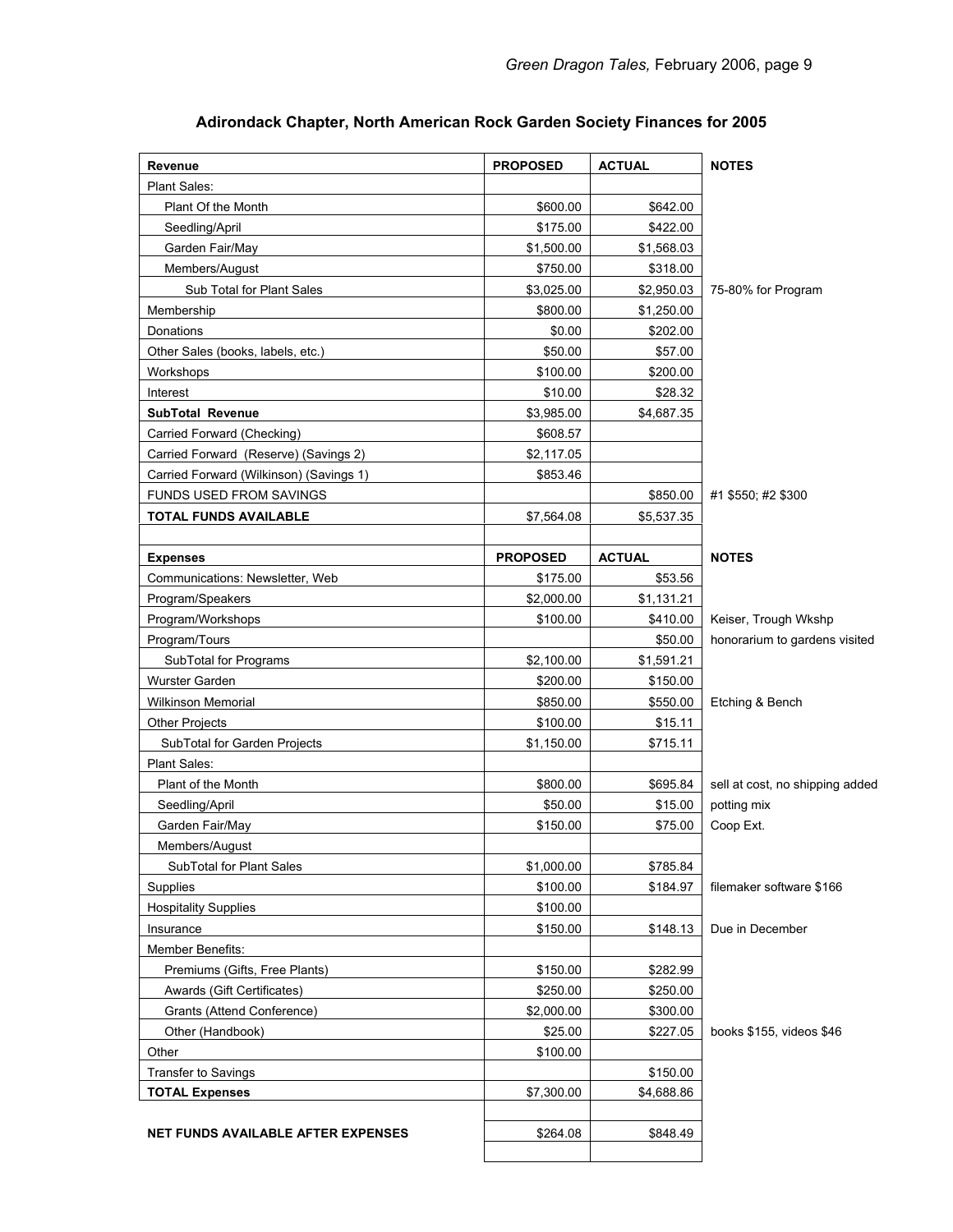## Adirondack Chapter, North American Rock Garden Society Finances for 2005

| Revenue | PROPOSED | ACTUAL | NOTES |
|---|---|---|---|
| Plant Sales: | | | |
| Plant Of the Month | $600.00 | $642.00 | |
| Seedling/April | $175.00 | $422.00 | |
| Garden Fair/May | $1,500.00 | $1,568.03 | |
| Members/August | $750.00 | $318.00 | |
| Sub Total for Plant Sales | $3,025.00 | $2,950.03 | 75-80% for Program |
| Membership | $800.00 | $1,250.00 | |
| Donations | $0.00 | $202.00 | |
| Other Sales (books, labels, etc.) | $50.00 | $57.00 | |
| Workshops | $100.00 | $200.00 | |
| Interest | $10.00 | $28.32 | |
| **SubTotal Revenue** | $3,985.00 | $4,687.35 | |
| Carried Forward (Checking) | $608.57 | | |
| Carried Forward (Reserve) (Savings 2) | $2,117.05 | | |
| Carried Forward (Wilkinson) (Savings 1) | $853.46 | | |
| FUNDS USED FROM SAVINGS | | $850.00 | #1 $550; #2 $300 |
| **TOTAL FUNDS AVAILABLE** | $7,564.08 | $5,537.35 | |
| | | | |
| **Expenses** | **PROPOSED** | **ACTUAL** | **NOTES** |
| Communications: Newsletter, Web | $175.00 | $53.56 | |
| Program/Speakers | $2,000.00 | $1,131.21 | |
| Program/Workshops | $100.00 | $410.00 | Keiser, Trough Wkshp |
| Program/Tours | | $50.00 | honorarium to gardens visited |
| SubTotal for Programs | $2,100.00 | $1,591.21 | |
| Wurster Garden | $200.00 | $150.00 | |
| Wilkinson Memorial | $850.00 | $550.00 | Etching & Bench |
| Other Projects | $100.00 | $15.11 | |
| SubTotal for Garden Projects | $1,150.00 | $715.11 | |
| Plant Sales: | | | |
| Plant of the Month | $800.00 | $695.84 | sell at cost, no shipping added |
| Seedling/April | $50.00 | $15.00 | potting mix |
| Garden Fair/May | $150.00 | $75.00 | Coop Ext. |
| Members/August | | | |
| SubTotal for Plant Sales | $1,000.00 | $785.84 | |
| Supplies | $100.00 | $184.97 | filemaker software $166 |
| Hospitality Supplies | $100.00 | | |
| Insurance | $150.00 | $148.13 | Due in December |
| Member Benefits: | | | |
| Premiums (Gifts, Free Plants) | $150.00 | $282.99 | |
| Awards (Gift Certificates) | $250.00 | $250.00 | |
| Grants (Attend Conference) | $2,000.00 | $300.00 | |
| Other (Handbook) | $25.00 | $227.05 | books $155, videos $46 |
| Other | $100.00 | | |
| Transfer to Savings | | $150.00 | |
| **TOTAL Expenses** | $7,300.00 | $4,688.86 | |
| | | | |
| **NET FUNDS AVAILABLE AFTER EXPENSES** | $264.08 | $848.49 | |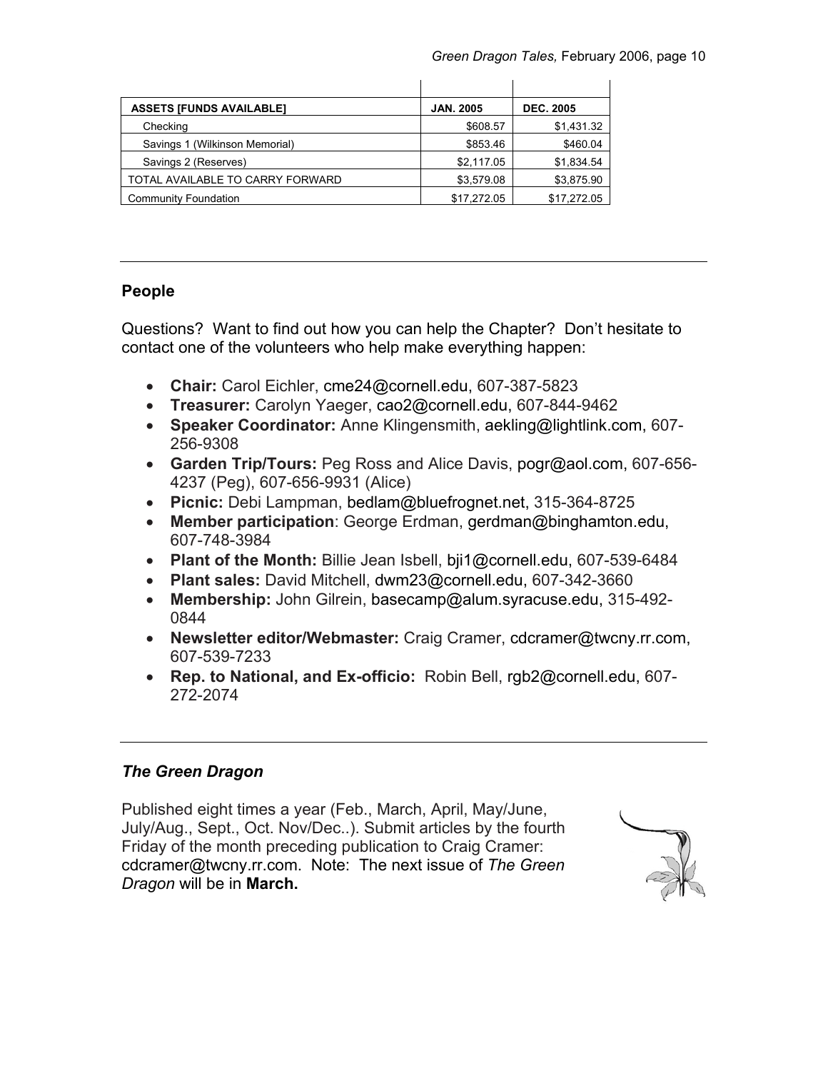| ASSETS [FUNDS AVAILABLE] | JAN. 2005 | DEC. 2005 |
|---|---|---|
| Checking | $608.57 | $1,431.32 |
| Savings 1 (Wilkinson Memorial) | $853.46 | $460.04 |
| Savings 2 (Reserves) | $2,117.05 | $1,834.54 |
| TOTAL AVAILABLE TO CARRY FORWARD | $3,579.08 | $3,875.90 |
| Community Foundation | $17,272.05 | $17,272.05 |

---

## People

Questions? Want to find out how you can help the Chapter? Don't hesitate to contact one of the volunteers who help make everything happen:

- **Chair:** Carol Eichler, cme24@cornell.edu, 607-387-5823
- **Treasurer:** Carolyn Yaeger, cao2@cornell.edu, 607-844-9462
- **Speaker Coordinator:** Anne Klingensmith, aekling@lightlink.com, 607-256-9308
- **Garden Trip/Tours:** Peg Ross and Alice Davis, pogr@aol.com, 607-656-4237 (Peg), 607-656-9931 (Alice)
- **Picnic:** Debi Lampman, bedlam@bluefrognet.net, 315-364-8725
- **Member participation**: George Erdman, gerdman@binghamton.edu, 607-748-3984
- **Plant of the Month:** Billie Jean Isbell, bji1@cornell.edu, 607-539-6484
- **Plant sales:** David Mitchell, dwm23@cornell.edu, 607-342-3660
- **Membership:** John Gilrein, basecamp@alum.syracuse.edu, 315-492-0844
- **Newsletter editor/Webmaster:** Craig Cramer, cdcramer@twcny.rr.com, 607-539-7233
- **Rep. to National, and Ex-officio:** Robin Bell, rgb2@cornell.edu, 607-272-2074

---

## *The Green Dragon*

Published eight times a year (Feb., March, April, May/June, July/Aug., Sept., Oct. Nov/Dec..). Submit articles by the fourth Friday of the month preceding publication to Craig Cramer: cdcramer@twcny.rr.com. Note: The next issue of *The Green Dragon* will be in **March.**